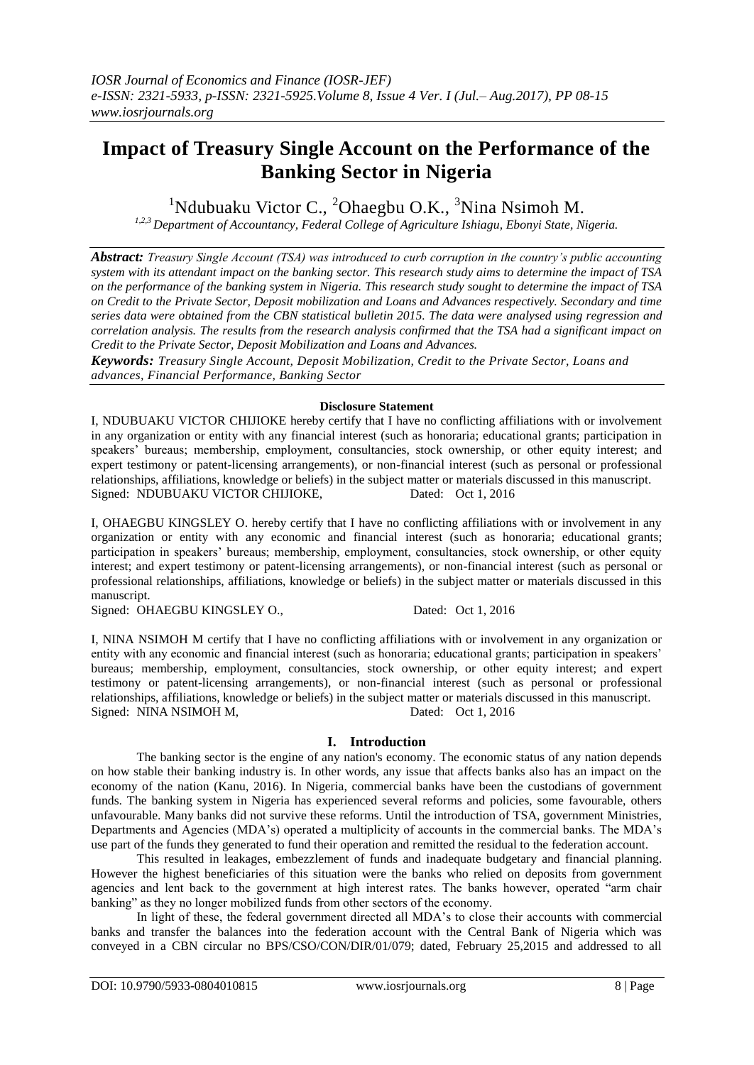# Impact of Treasury Single Account on the Performance of the Banking Sector in Nigeria

[1]Ndubuaku Victor C., [2]Ohaegbu O.K., [3]Nina Nsimoh M.

[1,2,3] *Department of Accountancy, Federal College of Agriculture Ishiagu, Ebonyi State, Nigeria.*

***Abstract:*** *Treasury Single Account (TSA) was introduced to curb corruption in the country's public accounting system with its attendant impact on the banking sector. This research study aims to determine the impact of TSA on the performance of the banking system in Nigeria. This research study sought to determine the impact of TSA on Credit to the Private Sector, Deposit mobilization and Loans and Advances respectively. Secondary and time series data were obtained from the CBN statistical bulletin 2015. The data were analysed using regression and correlation analysis. The results from the research analysis confirmed that the TSA had a significant impact on Credit to the Private Sector, Deposit Mobilization and Loans and Advances.*

***Keywords:*** *Treasury Single Account, Deposit Mobilization, Credit to the Private Sector, Loans and advances, Financial Performance, Banking Sector*

**Disclosure Statement**

I, NDUBUAKU VICTOR CHIJIOKE hereby certify that I have no conflicting affiliations with or involvement in any organization or entity with any financial interest (such as honoraria; educational grants; participation in speakers' bureaus; membership, employment, consultancies, stock ownership, or other equity interest; and expert testimony or patent-licensing arrangements), or non-financial interest (such as personal or professional relationships, affiliations, knowledge or beliefs) in the subject matter or materials discussed in this manuscript.
Signed: NDUBUAKU VICTOR CHIJIOKE, Dated: Oct 1, 2016

I, OHAEGBU KINGSLEY O. hereby certify that I have no conflicting affiliations with or involvement in any organization or entity with any economic and financial interest (such as honoraria; educational grants; participation in speakers' bureaus; membership, employment, consultancies, stock ownership, or other equity interest; and expert testimony or patent-licensing arrangements), or non-financial interest (such as personal or professional relationships, affiliations, knowledge or beliefs) in the subject matter or materials discussed in this manuscript.
Signed: OHAEGBU KINGSLEY O., Dated: Oct 1, 2016

I, NINA NSIMOH M certify that I have no conflicting affiliations with or involvement in any organization or entity with any economic and financial interest (such as honoraria; educational grants; participation in speakers' bureaus; membership, employment, consultancies, stock ownership, or other equity interest; and expert testimony or patent-licensing arrangements), or non-financial interest (such as personal or professional relationships, affiliations, knowledge or beliefs) in the subject matter or materials discussed in this manuscript.
Signed: NINA NSIMOH M, Dated: Oct 1, 2016

## I. Introduction

The banking sector is the engine of any nation's economy. The economic status of any nation depends on how stable their banking industry is. In other words, any issue that affects banks also has an impact on the economy of the nation (Kanu, 2016). In Nigeria, commercial banks have been the custodians of government funds. The banking system in Nigeria has experienced several reforms and policies, some favourable, others unfavourable. Many banks did not survive these reforms. Until the introduction of TSA, government Ministries, Departments and Agencies (MDA's) operated a multiplicity of accounts in the commercial banks. The MDA's use part of the funds they generated to fund their operation and remitted the residual to the federation account.

This resulted in leakages, embezzlement of funds and inadequate budgetary and financial planning. However the highest beneficiaries of this situation were the banks who relied on deposits from government agencies and lent back to the government at high interest rates. The banks however, operated "arm chair banking" as they no longer mobilized funds from other sectors of the economy.

In light of these, the federal government directed all MDA's to close their accounts with commercial banks and transfer the balances into the federation account with the Central Bank of Nigeria which was conveyed in a CBN circular no BPS/CSO/CON/DIR/01/079; dated, February 25,2015 and addressed to all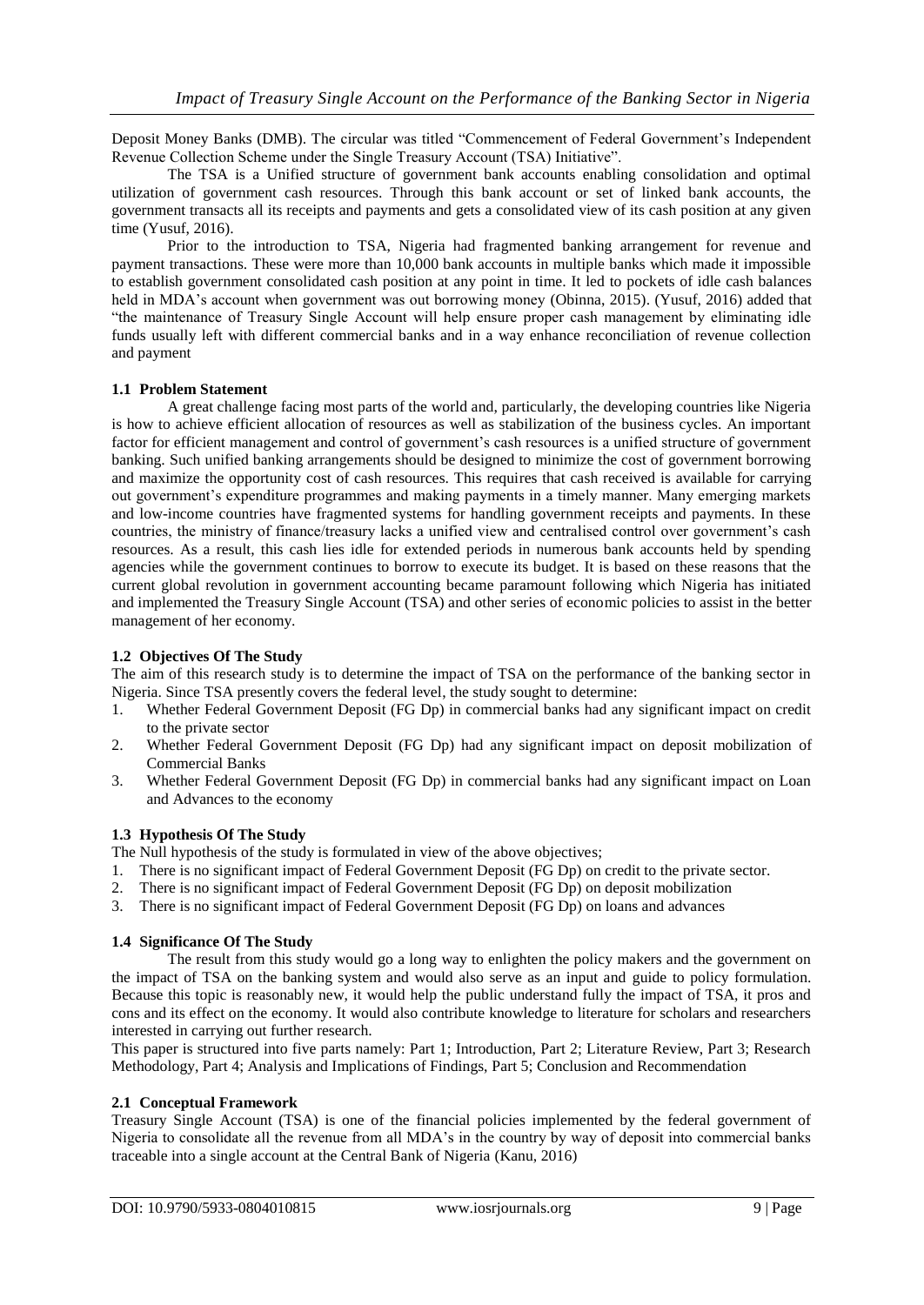Deposit Money Banks (DMB). The circular was titled "Commencement of Federal Government's Independent Revenue Collection Scheme under the Single Treasury Account (TSA) Initiative".

The TSA is a Unified structure of government bank accounts enabling consolidation and optimal utilization of government cash resources. Through this bank account or set of linked bank accounts, the government transacts all its receipts and payments and gets a consolidated view of its cash position at any given time (Yusuf, 2016).

Prior to the introduction to TSA, Nigeria had fragmented banking arrangement for revenue and payment transactions. These were more than 10,000 bank accounts in multiple banks which made it impossible to establish government consolidated cash position at any point in time. It led to pockets of idle cash balances held in MDA's account when government was out borrowing money (Obinna, 2015). (Yusuf, 2016) added that "the maintenance of Treasury Single Account will help ensure proper cash management by eliminating idle funds usually left with different commercial banks and in a way enhance reconciliation of revenue collection and payment

### 1.1 Problem Statement

A great challenge facing most parts of the world and, particularly, the developing countries like Nigeria is how to achieve efficient allocation of resources as well as stabilization of the business cycles. An important factor for efficient management and control of government's cash resources is a unified structure of government banking. Such unified banking arrangements should be designed to minimize the cost of government borrowing and maximize the opportunity cost of cash resources. This requires that cash received is available for carrying out government's expenditure programmes and making payments in a timely manner. Many emerging markets and low-income countries have fragmented systems for handling government receipts and payments. In these countries, the ministry of finance/treasury lacks a unified view and centralised control over government's cash resources. As a result, this cash lies idle for extended periods in numerous bank accounts held by spending agencies while the government continues to borrow to execute its budget. It is based on these reasons that the current global revolution in government accounting became paramount following which Nigeria has initiated and implemented the Treasury Single Account (TSA) and other series of economic policies to assist in the better management of her economy.

### 1.2 Objectives Of The Study

The aim of this research study is to determine the impact of TSA on the performance of the banking sector in Nigeria. Since TSA presently covers the federal level, the study sought to determine:

1. Whether Federal Government Deposit (FG Dp) in commercial banks had any significant impact on credit to the private sector
2. Whether Federal Government Deposit (FG Dp) had any significant impact on deposit mobilization of Commercial Banks
3. Whether Federal Government Deposit (FG Dp) in commercial banks had any significant impact on Loan and Advances to the economy

### 1.3 Hypothesis Of The Study

The Null hypothesis of the study is formulated in view of the above objectives;

1. There is no significant impact of Federal Government Deposit (FG Dp) on credit to the private sector.
2. There is no significant impact of Federal Government Deposit (FG Dp) on deposit mobilization
3. There is no significant impact of Federal Government Deposit (FG Dp) on loans and advances

### 1.4 Significance Of The Study

The result from this study would go a long way to enlighten the policy makers and the government on the impact of TSA on the banking system and would also serve as an input and guide to policy formulation. Because this topic is reasonably new, it would help the public understand fully the impact of TSA, it pros and cons and its effect on the economy. It would also contribute knowledge to literature for scholars and researchers interested in carrying out further research.

This paper is structured into five parts namely: Part 1; Introduction, Part 2; Literature Review, Part 3; Research Methodology, Part 4; Analysis and Implications of Findings, Part 5; Conclusion and Recommendation

### 2.1 Conceptual Framework

Treasury Single Account (TSA) is one of the financial policies implemented by the federal government of Nigeria to consolidate all the revenue from all MDA's in the country by way of deposit into commercial banks traceable into a single account at the Central Bank of Nigeria (Kanu, 2016)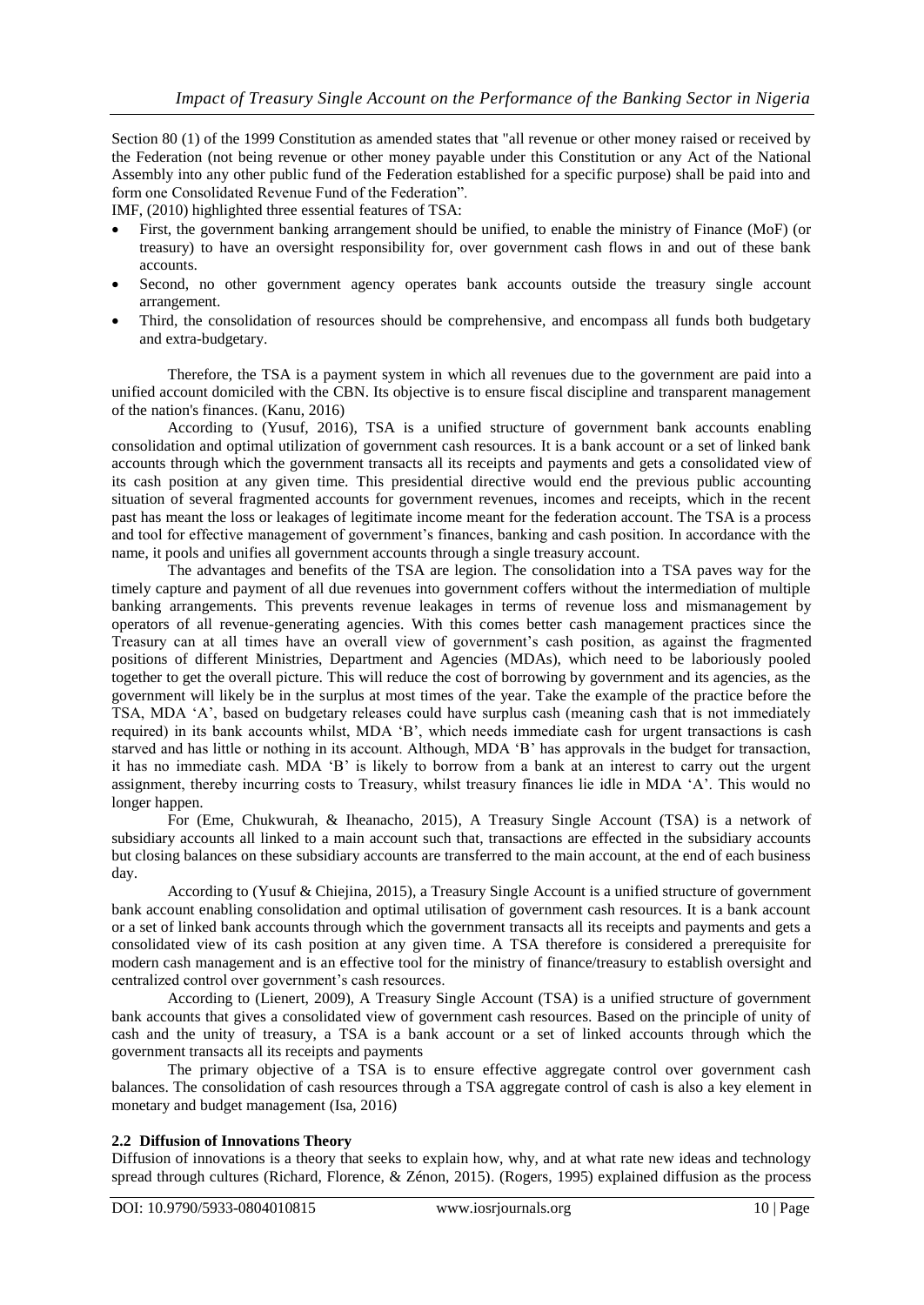Section 80 (1) of the 1999 Constitution as amended states that "all revenue or other money raised or received by the Federation (not being revenue or other money payable under this Constitution or any Act of the National Assembly into any other public fund of the Federation established for a specific purpose) shall be paid into and form one Consolidated Revenue Fund of the Federation".

IMF, (2010) highlighted three essential features of TSA:

- First, the government banking arrangement should be unified, to enable the ministry of Finance (MoF) (or treasury) to have an oversight responsibility for, over government cash flows in and out of these bank accounts.
- Second, no other government agency operates bank accounts outside the treasury single account arrangement.
- Third, the consolidation of resources should be comprehensive, and encompass all funds both budgetary and extra-budgetary.

Therefore, the TSA is a payment system in which all revenues due to the government are paid into a unified account domiciled with the CBN. Its objective is to ensure fiscal discipline and transparent management of the nation's finances. (Kanu, 2016)

According to (Yusuf, 2016), TSA is a unified structure of government bank accounts enabling consolidation and optimal utilization of government cash resources. It is a bank account or a set of linked bank accounts through which the government transacts all its receipts and payments and gets a consolidated view of its cash position at any given time. This presidential directive would end the previous public accounting situation of several fragmented accounts for government revenues, incomes and receipts, which in the recent past has meant the loss or leakages of legitimate income meant for the federation account. The TSA is a process and tool for effective management of government's finances, banking and cash position. In accordance with the name, it pools and unifies all government accounts through a single treasury account.

The advantages and benefits of the TSA are legion. The consolidation into a TSA paves way for the timely capture and payment of all due revenues into government coffers without the intermediation of multiple banking arrangements. This prevents revenue leakages in terms of revenue loss and mismanagement by operators of all revenue-generating agencies. With this comes better cash management practices since the Treasury can at all times have an overall view of government's cash position, as against the fragmented positions of different Ministries, Department and Agencies (MDAs), which need to be laboriously pooled together to get the overall picture. This will reduce the cost of borrowing by government and its agencies, as the government will likely be in the surplus at most times of the year. Take the example of the practice before the TSA, MDA 'A', based on budgetary releases could have surplus cash (meaning cash that is not immediately required) in its bank accounts whilst, MDA 'B', which needs immediate cash for urgent transactions is cash starved and has little or nothing in its account. Although, MDA 'B' has approvals in the budget for transaction, it has no immediate cash. MDA 'B' is likely to borrow from a bank at an interest to carry out the urgent assignment, thereby incurring costs to Treasury, whilst treasury finances lie idle in MDA 'A'. This would no longer happen.

For (Eme, Chukwurah, & Iheanacho, 2015), A Treasury Single Account (TSA) is a network of subsidiary accounts all linked to a main account such that, transactions are effected in the subsidiary accounts but closing balances on these subsidiary accounts are transferred to the main account, at the end of each business day.

According to (Yusuf & Chiejina, 2015), a Treasury Single Account is a unified structure of government bank account enabling consolidation and optimal utilisation of government cash resources. It is a bank account or a set of linked bank accounts through which the government transacts all its receipts and payments and gets a consolidated view of its cash position at any given time. A TSA therefore is considered a prerequisite for modern cash management and is an effective tool for the ministry of finance/treasury to establish oversight and centralized control over government's cash resources.

According to (Lienert, 2009), A Treasury Single Account (TSA) is a unified structure of government bank accounts that gives a consolidated view of government cash resources. Based on the principle of unity of cash and the unity of treasury, a TSA is a bank account or a set of linked accounts through which the government transacts all its receipts and payments

The primary objective of a TSA is to ensure effective aggregate control over government cash balances. The consolidation of cash resources through a TSA aggregate control of cash is also a key element in monetary and budget management (Isa, 2016)

### 2.2 Diffusion of Innovations Theory

Diffusion of innovations is a theory that seeks to explain how, why, and at what rate new ideas and technology spread through cultures (Richard, Florence, & Zénon, 2015). (Rogers, 1995) explained diffusion as the process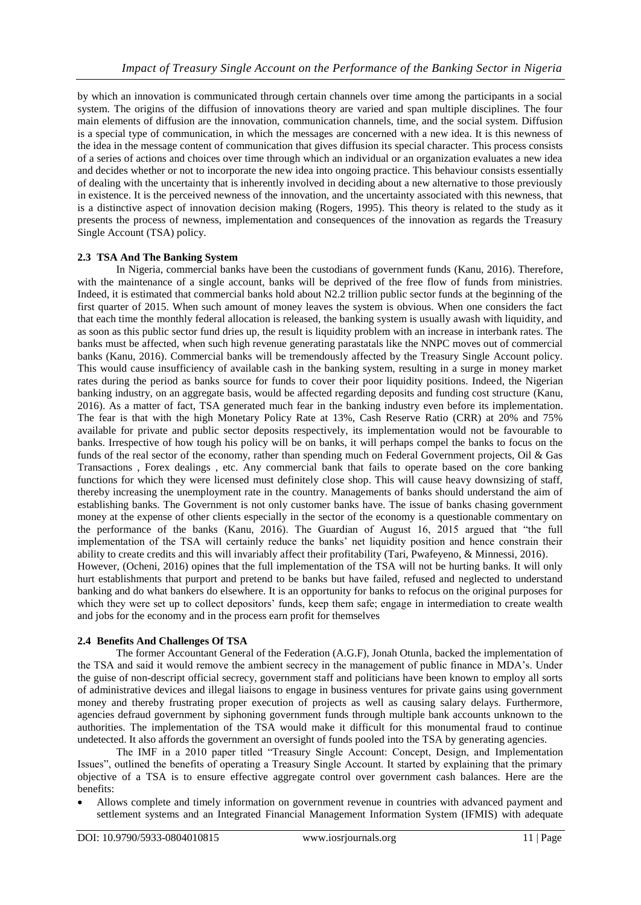by which an innovation is communicated through certain channels over time among the participants in a social system. The origins of the diffusion of innovations theory are varied and span multiple disciplines. The four main elements of diffusion are the innovation, communication channels, time, and the social system. Diffusion is a special type of communication, in which the messages are concerned with a new idea. It is this newness of the idea in the message content of communication that gives diffusion its special character. This process consists of a series of actions and choices over time through which an individual or an organization evaluates a new idea and decides whether or not to incorporate the new idea into ongoing practice. This behaviour consists essentially of dealing with the uncertainty that is inherently involved in deciding about a new alternative to those previously in existence. It is the perceived newness of the innovation, and the uncertainty associated with this newness, that is a distinctive aspect of innovation decision making (Rogers, 1995). This theory is related to the study as it presents the process of newness, implementation and consequences of the innovation as regards the Treasury Single Account (TSA) policy.

### 2.3 TSA And The Banking System

In Nigeria, commercial banks have been the custodians of government funds (Kanu, 2016). Therefore, with the maintenance of a single account, banks will be deprived of the free flow of funds from ministries. Indeed, it is estimated that commercial banks hold about N2.2 trillion public sector funds at the beginning of the first quarter of 2015. When such amount of money leaves the system is obvious. When one considers the fact that each time the monthly federal allocation is released, the banking system is usually awash with liquidity, and as soon as this public sector fund dries up, the result is liquidity problem with an increase in interbank rates. The banks must be affected, when such high revenue generating parastatals like the NNPC moves out of commercial banks (Kanu, 2016). Commercial banks will be tremendously affected by the Treasury Single Account policy. This would cause insufficiency of available cash in the banking system, resulting in a surge in money market rates during the period as banks source for funds to cover their poor liquidity positions. Indeed, the Nigerian banking industry, on an aggregate basis, would be affected regarding deposits and funding cost structure (Kanu, 2016). As a matter of fact, TSA generated much fear in the banking industry even before its implementation. The fear is that with the high Monetary Policy Rate at 13%, Cash Reserve Ratio (CRR) at 20% and 75% available for private and public sector deposits respectively, its implementation would not be favourable to banks. Irrespective of how tough his policy will be on banks, it will perhaps compel the banks to focus on the funds of the real sector of the economy, rather than spending much on Federal Government projects, Oil & Gas Transactions , Forex dealings , etc. Any commercial bank that fails to operate based on the core banking functions for which they were licensed must definitely close shop. This will cause heavy downsizing of staff, thereby increasing the unemployment rate in the country. Managements of banks should understand the aim of establishing banks. The Government is not only customer banks have. The issue of banks chasing government money at the expense of other clients especially in the sector of the economy is a questionable commentary on the performance of the banks (Kanu, 2016). The Guardian of August 16, 2015 argued that "the full implementation of the TSA will certainly reduce the banks' net liquidity position and hence constrain their ability to create credits and this will invariably affect their profitability (Tari, Pwafeyeno, & Minnessi, 2016).

However, (Ocheni, 2016) opines that the full implementation of the TSA will not be hurting banks. It will only hurt establishments that purport and pretend to be banks but have failed, refused and neglected to understand banking and do what bankers do elsewhere. It is an opportunity for banks to refocus on the original purposes for which they were set up to collect depositors' funds, keep them safe; engage in intermediation to create wealth and jobs for the economy and in the process earn profit for themselves

### 2.4 Benefits And Challenges Of TSA

The former Accountant General of the Federation (A.G.F), Jonah Otunla, backed the implementation of the TSA and said it would remove the ambient secrecy in the management of public finance in MDA's. Under the guise of non-descript official secrecy, government staff and politicians have been known to employ all sorts of administrative devices and illegal liaisons to engage in business ventures for private gains using government money and thereby frustrating proper execution of projects as well as causing salary delays. Furthermore, agencies defraud government by siphoning government funds through multiple bank accounts unknown to the authorities. The implementation of the TSA would make it difficult for this monumental fraud to continue undetected. It also affords the government an oversight of funds pooled into the TSA by generating agencies.

The IMF in a 2010 paper titled "Treasury Single Account: Concept, Design, and Implementation Issues", outlined the benefits of operating a Treasury Single Account. It started by explaining that the primary objective of a TSA is to ensure effective aggregate control over government cash balances. Here are the benefits:

- Allows complete and timely information on government revenue in countries with advanced payment and settlement systems and an Integrated Financial Management Information System (IFMIS) with adequate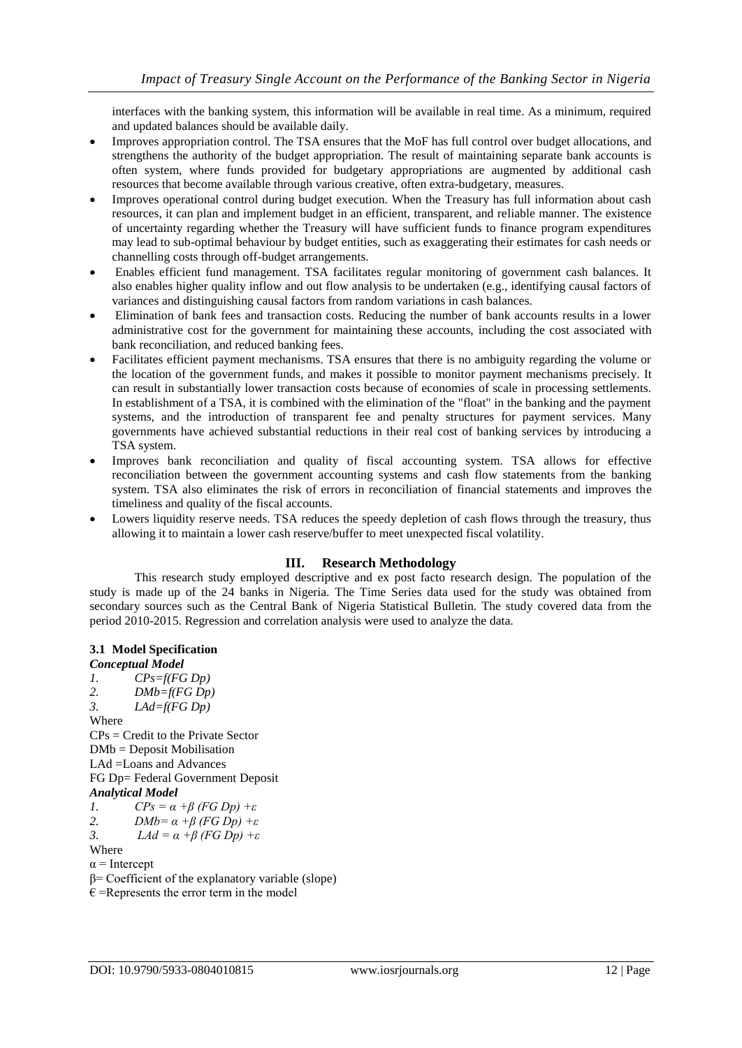interfaces with the banking system, this information will be available in real time. As a minimum, required and updated balances should be available daily.

- Improves appropriation control. The TSA ensures that the MoF has full control over budget allocations, and strengthens the authority of the budget appropriation. The result of maintaining separate bank accounts is often system, where funds provided for budgetary appropriations are augmented by additional cash resources that become available through various creative, often extra-budgetary, measures.
- Improves operational control during budget execution. When the Treasury has full information about cash resources, it can plan and implement budget in an efficient, transparent, and reliable manner. The existence of uncertainty regarding whether the Treasury will have sufficient funds to finance program expenditures may lead to sub-optimal behaviour by budget entities, such as exaggerating their estimates for cash needs or channelling costs through off-budget arrangements.
- Enables efficient fund management. TSA facilitates regular monitoring of government cash balances. It also enables higher quality inflow and out flow analysis to be undertaken (e.g., identifying causal factors of variances and distinguishing causal factors from random variations in cash balances.
- Elimination of bank fees and transaction costs. Reducing the number of bank accounts results in a lower administrative cost for the government for maintaining these accounts, including the cost associated with bank reconciliation, and reduced banking fees.
- Facilitates efficient payment mechanisms. TSA ensures that there is no ambiguity regarding the volume or the location of the government funds, and makes it possible to monitor payment mechanisms precisely. It can result in substantially lower transaction costs because of economies of scale in processing settlements. In establishment of a TSA, it is combined with the elimination of the "float" in the banking and the payment systems, and the introduction of transparent fee and penalty structures for payment services. Many governments have achieved substantial reductions in their real cost of banking services by introducing a TSA system.
- Improves bank reconciliation and quality of fiscal accounting system. TSA allows for effective reconciliation between the government accounting systems and cash flow statements from the banking system. TSA also eliminates the risk of errors in reconciliation of financial statements and improves the timeliness and quality of the fiscal accounts.
- Lowers liquidity reserve needs. TSA reduces the speedy depletion of cash flows through the treasury, thus allowing it to maintain a lower cash reserve/buffer to meet unexpected fiscal volatility.

## III. Research Methodology

This research study employed descriptive and ex post facto research design. The population of the study is made up of the 24 banks in Nigeria. The Time Series data used for the study was obtained from secondary sources such as the Central Bank of Nigeria Statistical Bulletin. The study covered data from the period 2010-2015. Regression and correlation analysis were used to analyze the data.

### 3.1 Model Specification

***Conceptual Model***

1. $CPs=f(FG\ Dp)$
2. $DMb=f(FG\ Dp)$
3. $LAd=f(FG\ Dp)$

Where

CPs = Credit to the Private Sector

DMb = Deposit Mobilisation

LAd =Loans and Advances

FG Dp= Federal Government Deposit

***Analytical Model***

1. $CPs = \alpha + \beta\ (FG\ Dp) + \varepsilon$
2. $DMb= \alpha + \beta\ (FG\ Dp) + \varepsilon$
3. $LAd = \alpha + \beta\ (FG\ Dp) + \varepsilon$

Where

$\alpha$ = Intercept

$\beta$= Coefficient of the explanatory variable (slope)

€ =Represents the error term in the model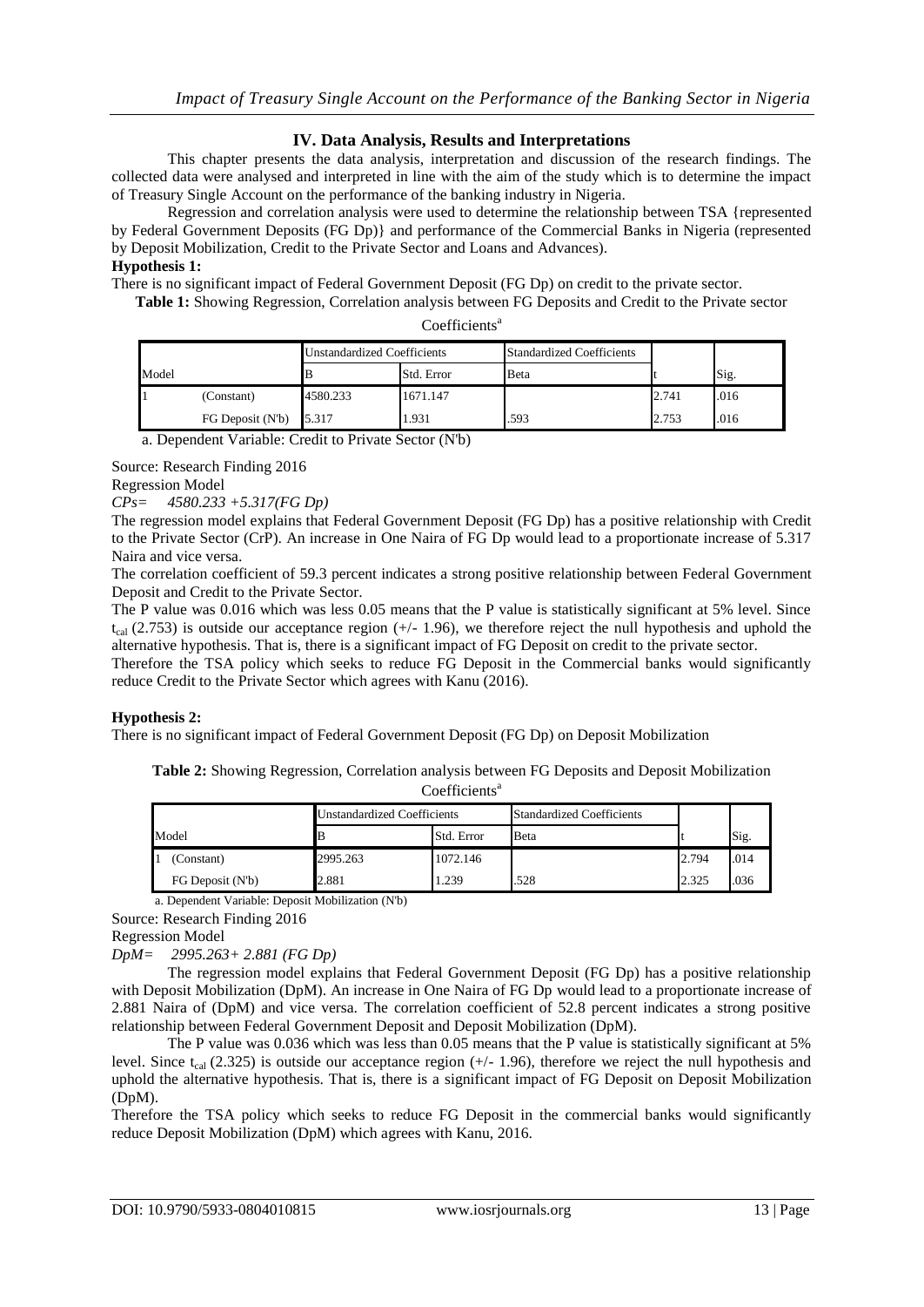## IV. Data Analysis, Results and Interpretations

This chapter presents the data analysis, interpretation and discussion of the research findings. The collected data were analysed and interpreted in line with the aim of the study which is to determine the impact of Treasury Single Account on the performance of the banking industry in Nigeria.

Regression and correlation analysis were used to determine the relationship between TSA {represented by Federal Government Deposits (FG Dp)} and performance of the Commercial Banks in Nigeria (represented by Deposit Mobilization, Credit to the Private Sector and Loans and Advances).

**Hypothesis 1:**

There is no significant impact of Federal Government Deposit (FG Dp) on credit to the private sector.

**Table 1:** Showing Regression, Correlation analysis between FG Deposits and Credit to the Private sector

Coefficients[a]

| Model | | Unstandardized Coefficients | | Standardized Coefficients | | |
|---|---|---|---|---|---|---|
| | | B | Std. Error | Beta | t | Sig. |
| 1 | (Constant) | 4580.233 | 1671.147 | | 2.741 | .016 |
| | FG Deposit (N'b) | 5.317 | 1.931 | .593 | 2.753 | .016 |

a. Dependent Variable: Credit to Private Sector (N'b)

Source: Research Finding 2016

Regression Model

*CPs= 4580.233 +5.317(FG Dp)*

The regression model explains that Federal Government Deposit (FG Dp) has a positive relationship with Credit to the Private Sector (CrP). An increase in One Naira of FG Dp would lead to a proportionate increase of 5.317 Naira and vice versa.

The correlation coefficient of 59.3 percent indicates a strong positive relationship between Federal Government Deposit and Credit to the Private Sector.

The P value was 0.016 which was less 0.05 means that the P value is statistically significant at 5% level. Since $t_{cal}$ (2.753) is outside our acceptance region (+/- 1.96), we therefore reject the null hypothesis and uphold the alternative hypothesis. That is, there is a significant impact of FG Deposit on credit to the private sector.

Therefore the TSA policy which seeks to reduce FG Deposit in the Commercial banks would significantly reduce Credit to the Private Sector which agrees with Kanu (2016).

**Hypothesis 2:**

There is no significant impact of Federal Government Deposit (FG Dp) on Deposit Mobilization

**Table 2:** Showing Regression, Correlation analysis between FG Deposits and Deposit Mobilization

Coefficients[a]

| Model | Unstandardized Coefficients | | Standardized Coefficients | | |
|---|---|---|---|---|---|
| | B | Std. Error | Beta | t | Sig. |
| 1 (Constant) | 2995.263 | 1072.146 | | 2.794 | .014 |
| FG Deposit (N'b) | 2.881 | 1.239 | .528 | 2.325 | .036 |

a. Dependent Variable: Deposit Mobilization (N'b)

Source: Research Finding 2016

Regression Model

*DpM= 2995.263+ 2.881 (FG Dp)*

The regression model explains that Federal Government Deposit (FG Dp) has a positive relationship with Deposit Mobilization (DpM). An increase in One Naira of FG Dp would lead to a proportionate increase of 2.881 Naira of (DpM) and vice versa. The correlation coefficient of 52.8 percent indicates a strong positive relationship between Federal Government Deposit and Deposit Mobilization (DpM).

The P value was 0.036 which was less than 0.05 means that the P value is statistically significant at 5% level. Since $t_{cal}$ (2.325) is outside our acceptance region (+/- 1.96), therefore we reject the null hypothesis and uphold the alternative hypothesis. That is, there is a significant impact of FG Deposit on Deposit Mobilization (DpM).

Therefore the TSA policy which seeks to reduce FG Deposit in the commercial banks would significantly reduce Deposit Mobilization (DpM) which agrees with Kanu, 2016.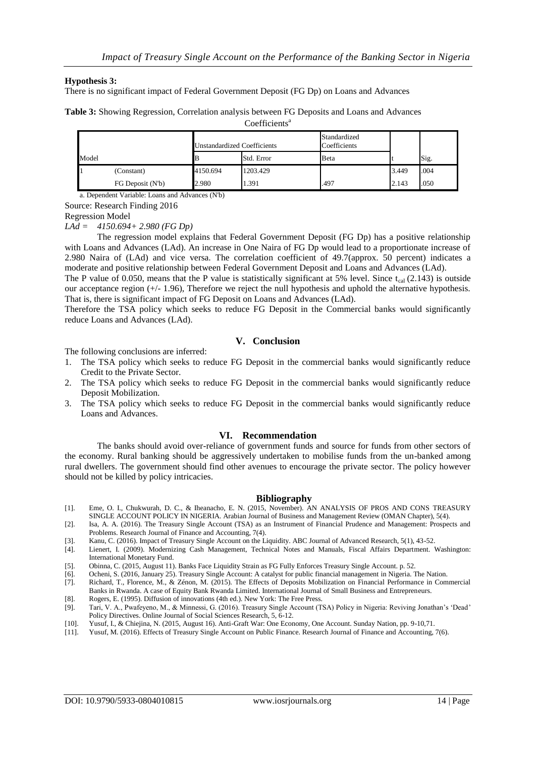**Hypothesis 3:**

There is no significant impact of Federal Government Deposit (FG Dp) on Loans and Advances

**Table 3:** Showing Regression, Correlation analysis between FG Deposits and Loans and Advances

Coefficients[a]

| Model | | Unstandardized Coefficients | | Standardized Coefficients | | |
|---|---|---|---|---|---|---|
| | | B | Std. Error | Beta | t | Sig. |
| 1 | (Constant) | 4150.694 | 1203.429 | | 3.449 | .004 |
| | FG Deposit (N'b) | 2.980 | 1.391 | .497 | 2.143 | .050 |

a. Dependent Variable: Loans and Advances (N'b)

Source: Research Finding 2016

Regression Model

*LAd = 4150.694+ 2.980 (FG Dp)*

The regression model explains that Federal Government Deposit (FG Dp) has a positive relationship with Loans and Advances (LAd). An increase in One Naira of FG Dp would lead to a proportionate increase of 2.980 Naira of (LAd) and vice versa. The correlation coefficient of 49.7(approx. 50 percent) indicates a moderate and positive relationship between Federal Government Deposit and Loans and Advances (LAd).

The P value of 0.050, means that the P value is statistically significant at 5% level. Since $t_{cal}$ (2.143) is outside our acceptance region (+/- 1.96), Therefore we reject the null hypothesis and uphold the alternative hypothesis. That is, there is significant impact of FG Deposit on Loans and Advances (LAd).

Therefore the TSA policy which seeks to reduce FG Deposit in the Commercial banks would significantly reduce Loans and Advances (LAd).

## V. Conclusion

The following conclusions are inferred:

1. The TSA policy which seeks to reduce FG Deposit in the commercial banks would significantly reduce Credit to the Private Sector.
2. The TSA policy which seeks to reduce FG Deposit in the commercial banks would significantly reduce Deposit Mobilization.
3. The TSA policy which seeks to reduce FG Deposit in the commercial banks would significantly reduce Loans and Advances.

## VI. Recommendation

The banks should avoid over-reliance of government funds and source for funds from other sectors of the economy. Rural banking should be aggressively undertaken to mobilise funds from the un-banked among rural dwellers. The government should find other avenues to encourage the private sector. The policy however should not be killed by policy intricacies.

## Bibliography

[1]. Eme, O. I., Chukwurah, D. C., & Iheanacho, E. N. (2015, November). AN ANALYSIS OF PROS AND CONS TREASURY SINGLE ACCOUNT POLICY IN NIGERIA. Arabian Journal of Business and Management Review (OMAN Chapter), 5(4).

[2]. Isa, A. A. (2016). The Treasury Single Account (TSA) as an Instrument of Financial Prudence and Management: Prospects and Problems. Research Journal of Finance and Accounting, 7(4).

[3]. Kanu, C. (2016). Impact of Treasury Single Account on the Liquidity. ABC Journal of Advanced Research, 5(1), 43-52.

[4]. Lienert, I. (2009). Modernizing Cash Management, Technical Notes and Manuals, Fiscal Affairs Department. Washington: International Monetary Fund.

[5]. Obinna, C. (2015, August 11). Banks Face Liquidity Strain as FG Fully Enforces Treasury Single Account. p. 52.

[6]. Ocheni, S. (2016, January 25). Treasury Single Account: A catalyst for public financial management in Nigeria. The Nation.

[7]. Richard, T., Florence, M., & Zénon, M. (2015). The Effects of Deposits Mobilization on Financial Performance in Commercial Banks in Rwanda. A case of Equity Bank Rwanda Limited. International Journal of Small Business and Entrepreneurs.

[8]. Rogers, E. (1995). Diffusion of innovations (4th ed.). New York: The Free Press.

[9]. Tari, V. A., Pwafeyeno, M., & Minnessi, G. (2016). Treasury Single Account (TSA) Policy in Nigeria: Reviving Jonathan's 'Dead' Policy Directives. Online Journal of Social Sciences Research, 5, 6-12.

[10]. Yusuf, I., & Chiejina, N. (2015, August 16). Anti-Graft War: One Economy, One Account. Sunday Nation, pp. 9-10,71.

[11]. Yusuf, M. (2016). Effects of Treasury Single Account on Public Finance. Research Journal of Finance and Accounting, 7(6).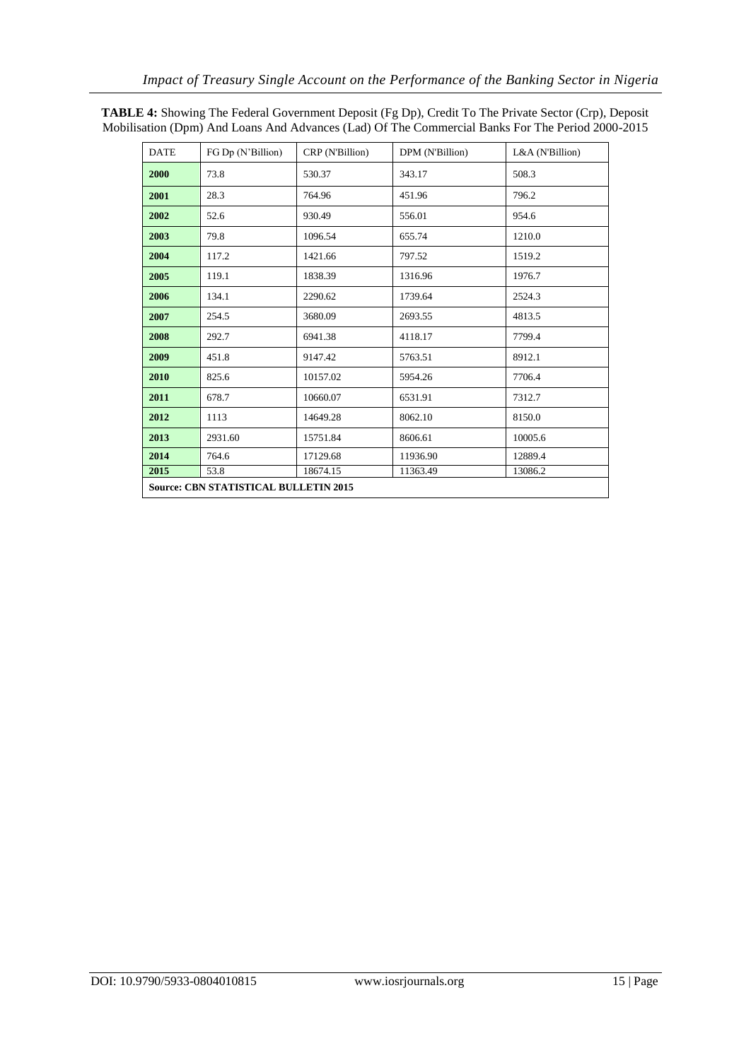**TABLE 4:** Showing The Federal Government Deposit (Fg Dp), Credit To The Private Sector (Crp), Deposit Mobilisation (Dpm) And Loans And Advances (Lad) Of The Commercial Banks For The Period 2000-2015

| DATE | FG Dp (N'Billion) | CRP (N'Billion) | DPM (N'Billion) | L&A (N'Billion) |
|---|---|---|---|---|
| **2000** | 73.8 | 530.37 | 343.17 | 508.3 |
| **2001** | 28.3 | 764.96 | 451.96 | 796.2 |
| **2002** | 52.6 | 930.49 | 556.01 | 954.6 |
| **2003** | 79.8 | 1096.54 | 655.74 | 1210.0 |
| **2004** | 117.2 | 1421.66 | 797.52 | 1519.2 |
| **2005** | 119.1 | 1838.39 | 1316.96 | 1976.7 |
| **2006** | 134.1 | 2290.62 | 1739.64 | 2524.3 |
| **2007** | 254.5 | 3680.09 | 2693.55 | 4813.5 |
| **2008** | 292.7 | 6941.38 | 4118.17 | 7799.4 |
| **2009** | 451.8 | 9147.42 | 5763.51 | 8912.1 |
| **2010** | 825.6 | 10157.02 | 5954.26 | 7706.4 |
| **2011** | 678.7 | 10660.07 | 6531.91 | 7312.7 |
| **2012** | 1113 | 14649.28 | 8062.10 | 8150.0 |
| **2013** | 2931.60 | 15751.84 | 8606.61 | 10005.6 |
| **2014** | 764.6 | 17129.68 | 11936.90 | 12889.4 |
| **2015** | 53.8 | 18674.15 | 11363.49 | 13086.2 |

**Source: CBN STATISTICAL BULLETIN 2015**